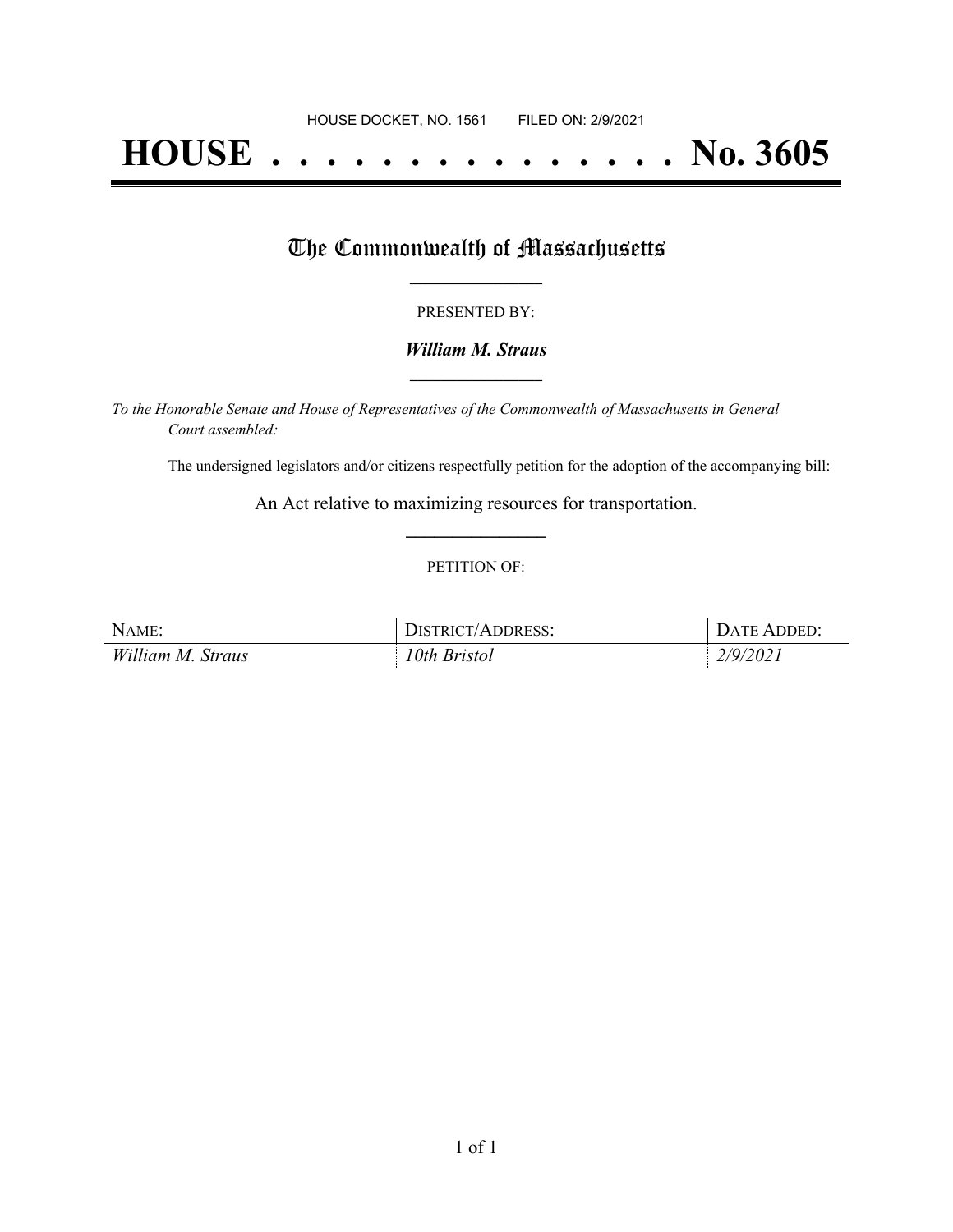HOUSE DOCKET, NO. 1561 FILED ON: 2/9/2021

# HOUSE . . . . . . . . . . . . . . . No. 3605

## The Commonwealth of Massachusetts

PRESENTED BY:

***William M. Straus***

*To the Honorable Senate and House of Representatives of the Commonwealth of Massachusetts in General Court assembled:*

The undersigned legislators and/or citizens respectfully petition for the adoption of the accompanying bill:

An Act relative to maximizing resources for transportation.

PETITION OF:

| NAME: | DISTRICT/ADDRESS: | DATE ADDED: |
| --- | --- | --- |
| *William M. Straus* | *10th Bristol* | *2/9/2021* |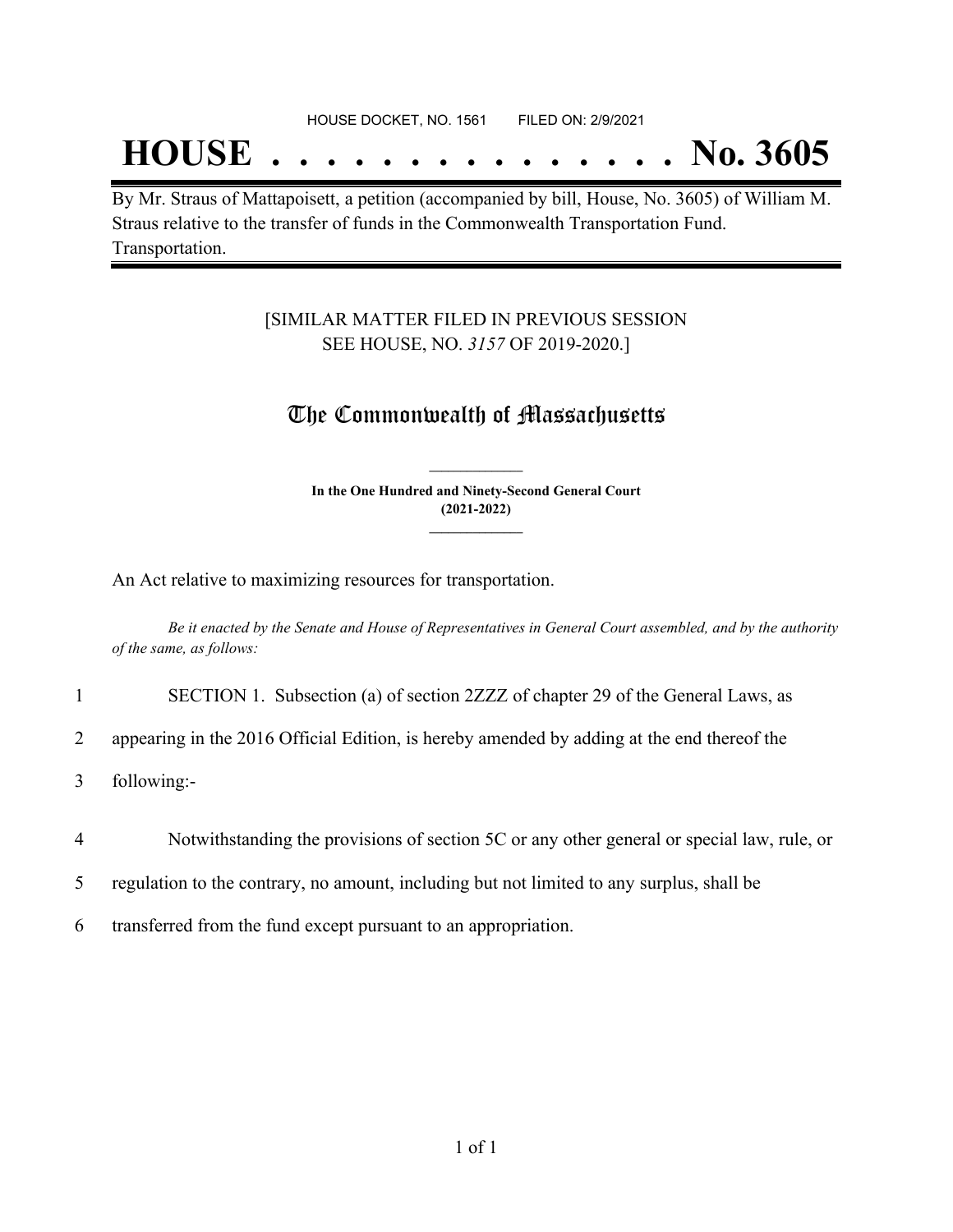HOUSE DOCKET, NO. 1561 FILED ON: 2/9/2021

# HOUSE . . . . . . . . . . . . . . . No. 3605

By Mr. Straus of Mattapoisett, a petition (accompanied by bill, House, No. 3605) of William M. Straus relative to the transfer of funds in the Commonwealth Transportation Fund. Transportation.

[SIMILAR MATTER FILED IN PREVIOUS SESSION SEE HOUSE, NO. *3157* OF 2019-2020.]

## The Commonwealth of Massachusetts

**In the One Hundred and Ninety-Second General Court (2021-2022)**

An Act relative to maximizing resources for transportation.

*Be it enacted by the Senate and House of Representatives in General Court assembled, and by the authority of the same, as follows:*

1 SECTION 1. Subsection (a) of section 2ZZZ of chapter 29 of the General Laws, as
2 appearing in the 2016 Official Edition, is hereby amended by adding at the end thereof the
3 following:-

4 Notwithstanding the provisions of section 5C or any other general or special law, rule, or
5 regulation to the contrary, no amount, including but not limited to any surplus, shall be
6 transferred from the fund except pursuant to an appropriation.